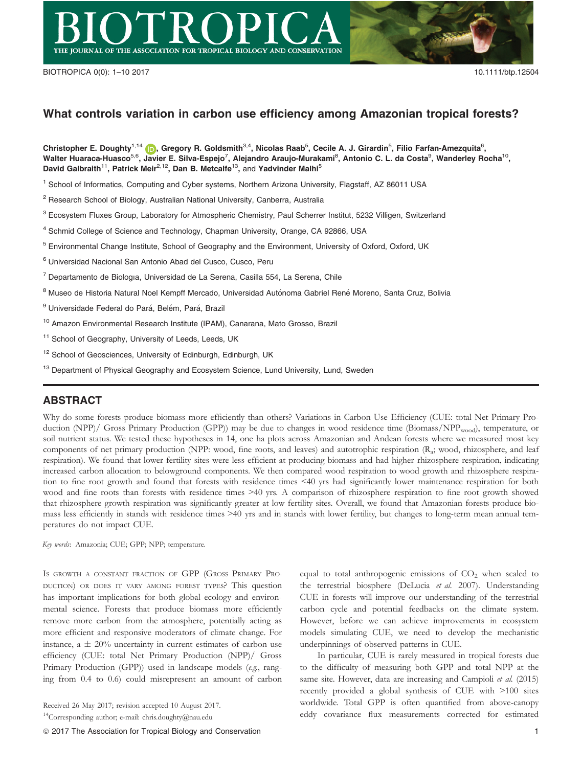# What controls variation in carbon use efficiency among Amazonian tropical forests?

**Christopher E. Doughty[1,14], Gregory R. Goldsmith[3,4], Nicolas Raab[5], Cecile A. J. Girardin[5], Filio Farfan-Amezquita[6], Walter Huaraca-Huasco[5,6], Javier E. Silva-Espejo[7], Alejandro Araujo-Murakami[8], Antonio C. L. da Costa[9], Wanderley Rocha[10], David Galbraith[11], Patrick Meir[2,12], Dan B. Metcalfe[13], and Yadvinder Malhi[5]**

[1] School of Informatics, Computing and Cyber systems, Northern Arizona University, Flagstaff, AZ 86011 USA

[2] Research School of Biology, Australian National University, Canberra, Australia

[3] Ecosystem Fluxes Group, Laboratory for Atmospheric Chemistry, Paul Scherrer Institut, 5232 Villigen, Switzerland

[4] Schmid College of Science and Technology, Chapman University, Orange, CA 92866, USA

[5] Environmental Change Institute, School of Geography and the Environment, University of Oxford, Oxford, UK

[6] Universidad Nacional San Antonio Abad del Cusco, Cusco, Peru

[7] Departamento de Biologıa, Universidad de La Serena, Casilla 554, La Serena, Chile

[8] Museo de Historia Natural Noel Kempff Mercado, Universidad Autónoma Gabriel René Moreno, Santa Cruz, Bolivia

[9] Universidade Federal do Pará, Belém, Pará, Brazil

[10] Amazon Environmental Research Institute (IPAM), Canarana, Mato Grosso, Brazil

[11] School of Geography, University of Leeds, Leeds, UK

[12] School of Geosciences, University of Edinburgh, Edinburgh, UK

[13] Department of Physical Geography and Ecosystem Science, Lund University, Lund, Sweden

## ABSTRACT

Why do some forests produce biomass more efficiently than others? Variations in Carbon Use Efficiency (CUE: total Net Primary Production (NPP)/ Gross Primary Production (GPP)) may be due to changes in wood residence time (Biomass/$NPP_{wood}$), temperature, or soil nutrient status. We tested these hypotheses in 14, one ha plots across Amazonian and Andean forests where we measured most key components of net primary production (NPP: wood, fine roots, and leaves) and autotrophic respiration ($R_a$; wood, rhizosphere, and leaf respiration). We found that lower fertility sites were less efficient at producing biomass and had higher rhizosphere respiration, indicating increased carbon allocation to belowground components. We then compared wood respiration to wood growth and rhizosphere respiration to fine root growth and found that forests with residence times <40 yrs had significantly lower maintenance respiration for both wood and fine roots than forests with residence times >40 yrs. A comparison of rhizosphere respiration to fine root growth showed that rhizosphere growth respiration was significantly greater at low fertility sites. Overall, we found that Amazonian forests produce biomass less efficiently in stands with residence times >40 yrs and in stands with lower fertility, but changes to long-term mean annual temperatures do not impact CUE.

*Key words*: Amazonia; CUE; GPP; NPP; temperature.

Is growth a constant fraction of GPP (Gross Primary Production) or does it vary among forest types? This question has important implications for both global ecology and environmental science. Forests that produce biomass more efficiently remove more carbon from the atmosphere, potentially acting as more efficient and responsive moderators of climate change. For instance, a ± 20% uncertainty in current estimates of carbon use efficiency (CUE: total Net Primary Production (NPP)/ Gross Primary Production (GPP)) used in landscape models (*e.g.*, ranging from 0.4 to 0.6) could misrepresent an amount of carbon equal to total anthropogenic emissions of $CO_2$ when scaled to the terrestrial biosphere (DeLucia *et al.* 2007). Understanding CUE in forests will improve our understanding of the terrestrial carbon cycle and potential feedbacks on the climate system. However, before we can achieve improvements in ecosystem models simulating CUE, we need to develop the mechanistic underpinnings of observed patterns in CUE.

In particular, CUE is rarely measured in tropical forests due to the difficulty of measuring both GPP and total NPP at the same site. However, data are increasing and Campioli *et al.* (2015) recently provided a global synthesis of CUE with >100 sites worldwide. Total GPP is often quantified from above-canopy eddy covariance flux measurements corrected for estimated

Received 26 May 2017; revision accepted 10 August 2017.

[14]Corresponding author; e-mail: chris.doughty@nau.edu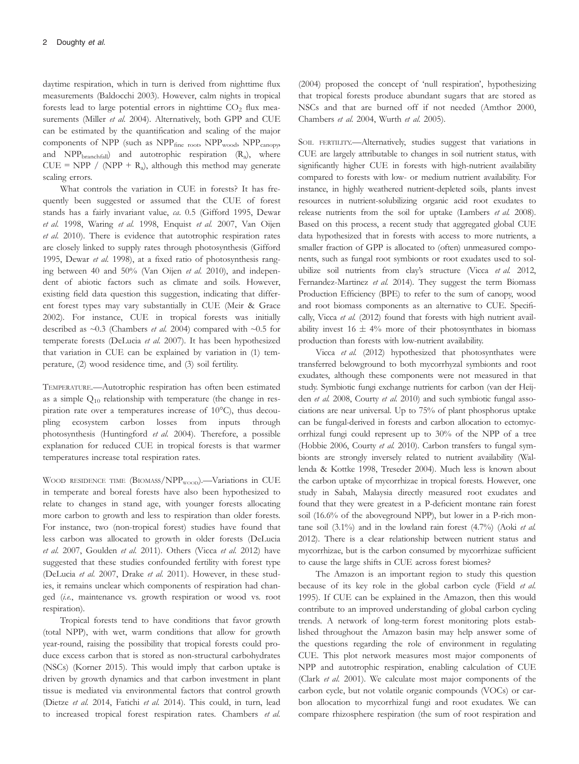daytime respiration, which in turn is derived from nighttime flux measurements (Baldocchi 2003). However, calm nights in tropical forests lead to large potential errors in nighttime $CO_2$ flux measurements (Miller *et al.* 2004). Alternatively, both GPP and CUE can be estimated by the quantification and scaling of the major components of NPP (such as $NPP_{fine\ root}$, $NPP_{wood}$, $NPP_{canopy}$, and $NPP_{branchfall}$) and autotrophic respiration ($R_a$), where $CUE = NPP / (NPP + R_a)$, although this method may generate scaling errors.

What controls the variation in CUE in forests? It has frequently been suggested or assumed that the CUE of forest stands has a fairly invariant value, *ca.* 0.5 (Gifford 1995, Dewar *et al.* 1998, Waring *et al.* 1998, Enquist *et al.* 2007, Van Oijen *et al.* 2010). There is evidence that autotrophic respiration rates are closely linked to supply rates through photosynthesis (Gifford 1995, Dewar *et al.* 1998), at a fixed ratio of photosynthesis ranging between 40 and 50% (Van Oijen *et al.* 2010), and independent of abiotic factors such as climate and soils. However, existing field data question this suggestion, indicating that different forest types may vary substantially in CUE (Meir & Grace 2002). For instance, CUE in tropical forests was initially described as ~0.3 (Chambers *et al.* 2004) compared with ~0.5 for temperate forests (DeLucia *et al.* 2007). It has been hypothesized that variation in CUE can be explained by variation in (1) temperature, (2) wood residence time, and (3) soil fertility.

TEMPERATURE.—Autotrophic respiration has often been estimated as a simple $Q_{10}$ relationship with temperature (the change in respiration rate over a temperatures increase of 10°C), thus decoupling ecosystem carbon losses from inputs through photosynthesis (Huntingford *et al.* 2004). Therefore, a possible explanation for reduced CUE in tropical forests is that warmer temperatures increase total respiration rates.

WOOD RESIDENCE TIME (BIOMASS/$NPP_{WOOD}$).—Variations in CUE in temperate and boreal forests have also been hypothesized to relate to changes in stand age, with younger forests allocating more carbon to growth and less to respiration than older forests. For instance, two (non-tropical forest) studies have found that less carbon was allocated to growth in older forests (DeLucia *et al.* 2007, Goulden *et al.* 2011). Others (Vicca *et al.* 2012) have suggested that these studies confounded fertility with forest type (DeLucia *et al.* 2007, Drake *et al.* 2011). However, in these studies, it remains unclear which components of respiration had changed (*i.e.*, maintenance vs. growth respiration or wood vs. root respiration).

Tropical forests tend to have conditions that favor growth (total NPP), with wet, warm conditions that allow for growth year-round, raising the possibility that tropical forests could produce excess carbon that is stored as non-structural carbohydrates (NSCs) (Korner 2015). This would imply that carbon uptake is driven by growth dynamics and that carbon investment in plant tissue is mediated via environmental factors that control growth (Dietze *et al.* 2014, Fatichi *et al.* 2014). This could, in turn, lead to increased tropical forest respiration rates. Chambers *et al.* (2004) proposed the concept of 'null respiration', hypothesizing that tropical forests produce abundant sugars that are stored as NSCs and that are burned off if not needed (Amthor 2000, Chambers *et al.* 2004, Wurth *et al.* 2005).

SOIL FERTILITY.—Alternatively, studies suggest that variations in CUE are largely attributable to changes in soil nutrient status, with significantly higher CUE in forests with high-nutrient availability compared to forests with low- or medium nutrient availability. For instance, in highly weathered nutrient-depleted soils, plants invest resources in nutrient-solubilizing organic acid root exudates to release nutrients from the soil for uptake (Lambers *et al.* 2008). Based on this process, a recent study that aggregated global CUE data hypothesized that in forests with access to more nutrients, a smaller fraction of GPP is allocated to (often) unmeasured components, such as fungal root symbionts or root exudates used to solubilize soil nutrients from clay's structure (Vicca *et al.* 2012, Fernandez-Martinez *et al.* 2014). They suggest the term Biomass Production Efficiency (BPE) to refer to the sum of canopy, wood and root biomass components as an alternative to CUE. Specifically, Vicca *et al.* (2012) found that forests with high nutrient availability invest 16 ± 4% more of their photosynthates in biomass production than forests with low-nutrient availability.

Vicca *et al.* (2012) hypothesized that photosynthates were transferred belowground to both mycorrhyzal symbionts and root exudates, although these components were not measured in that study. Symbiotic fungi exchange nutrients for carbon (van der Heijden *et al.* 2008, Courty *et al.* 2010) and such symbiotic fungal associations are near universal. Up to 75% of plant phosphorus uptake can be fungal-derived in forests and carbon allocation to ectomycorrhizal fungi could represent up to 30% of the NPP of a tree (Hobbie 2006, Courty *et al.* 2010). Carbon transfers to fungal symbionts are strongly inversely related to nutrient availability (Wallenda & Kottke 1998, Treseder 2004). Much less is known about the carbon uptake of mycorrhizae in tropical forests. However, one study in Sabah, Malaysia directly measured root exudates and found that they were greatest in a P-deficient montane rain forest soil (16.6% of the aboveground NPP), but lower in a P-rich montane soil (3.1%) and in the lowland rain forest (4.7%) (Aoki *et al.* 2012). There is a clear relationship between nutrient status and mycorrhizae, but is the carbon consumed by mycorrhizae sufficient to cause the large shifts in CUE across forest biomes?

The Amazon is an important region to study this question because of its key role in the global carbon cycle (Field *et al.* 1995). If CUE can be explained in the Amazon, then this would contribute to an improved understanding of global carbon cycling trends. A network of long-term forest monitoring plots established throughout the Amazon basin may help answer some of the questions regarding the role of environment in regulating CUE. This plot network measures most major components of NPP and autotrophic respiration, enabling calculation of CUE (Clark *et al.* 2001). We calculate most major components of the carbon cycle, but not volatile organic compounds (VOCs) or carbon allocation to mycorrhizal fungi and root exudates. We can compare rhizosphere respiration (the sum of root respiration and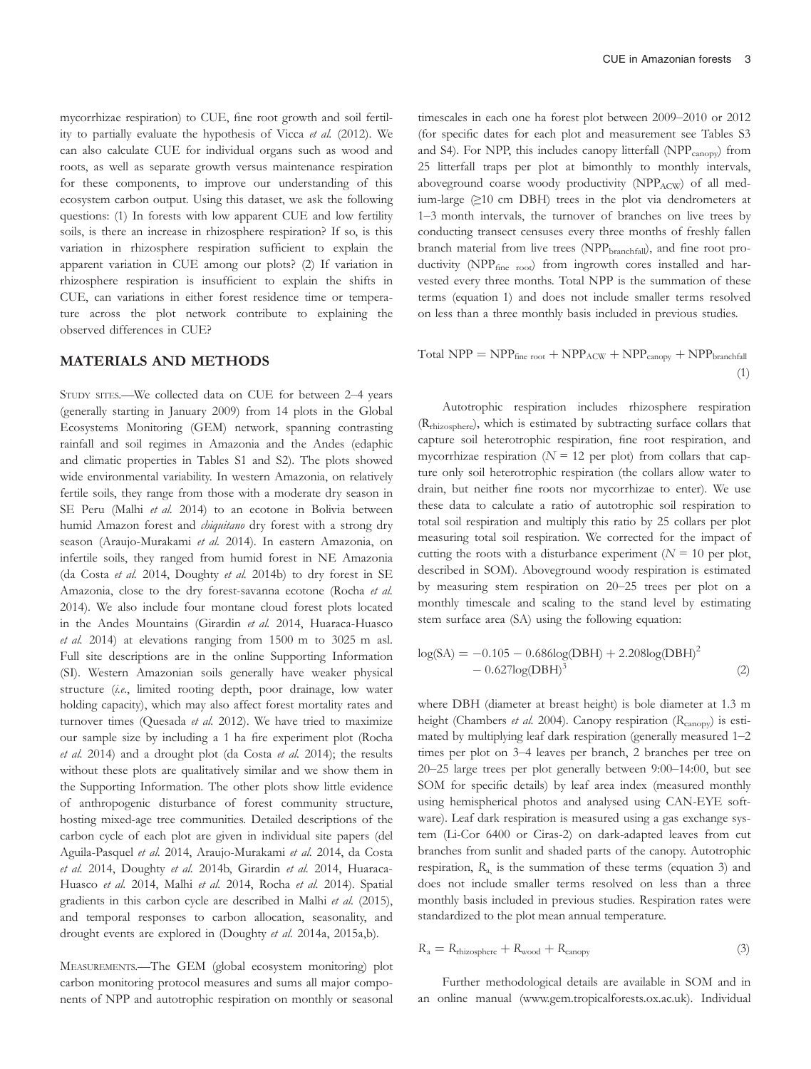mycorrhizae respiration) to CUE, fine root growth and soil fertility to partially evaluate the hypothesis of Vicca *et al.* (2012). We can also calculate CUE for individual organs such as wood and roots, as well as separate growth versus maintenance respiration for these components, to improve our understanding of this ecosystem carbon output. Using this dataset, we ask the following questions: (1) In forests with low apparent CUE and low fertility soils, is there an increase in rhizosphere respiration? If so, is this variation in rhizosphere respiration sufficient to explain the apparent variation in CUE among our plots? (2) If variation in rhizosphere respiration is insufficient to explain the shifts in CUE, can variations in either forest residence time or temperature across the plot network contribute to explaining the observed differences in CUE?

## MATERIALS AND METHODS

STUDY SITES.—We collected data on CUE for between 2–4 years (generally starting in January 2009) from 14 plots in the Global Ecosystems Monitoring (GEM) network, spanning contrasting rainfall and soil regimes in Amazonia and the Andes (edaphic and climatic properties in Tables S1 and S2). The plots showed wide environmental variability. In western Amazonia, on relatively fertile soils, they range from those with a moderate dry season in SE Peru (Malhi *et al.* 2014) to an ecotone in Bolivia between humid Amazon forest and *chiquitano* dry forest with a strong dry season (Araujo-Murakami *et al.* 2014). In eastern Amazonia, on infertile soils, they ranged from humid forest in NE Amazonia (da Costa *et al.* 2014, Doughty *et al.* 2014b) to dry forest in SE Amazonia, close to the dry forest-savanna ecotone (Rocha *et al.* 2014). We also include four montane cloud forest plots located in the Andes Mountains (Girardin *et al.* 2014, Huaraca-Huasco *et al.* 2014) at elevations ranging from 1500 m to 3025 m asl. Full site descriptions are in the online Supporting Information (SI). Western Amazonian soils generally have weaker physical structure (*i.e.*, limited rooting depth, poor drainage, low water holding capacity), which may also affect forest mortality rates and turnover times (Quesada *et al.* 2012). We have tried to maximize our sample size by including a 1 ha fire experiment plot (Rocha *et al.* 2014) and a drought plot (da Costa *et al.* 2014); the results without these plots are qualitatively similar and we show them in the Supporting Information. The other plots show little evidence of anthropogenic disturbance of forest community structure, hosting mixed-age tree communities. Detailed descriptions of the carbon cycle of each plot are given in individual site papers (del Aguila-Pasquel *et al.* 2014, Araujo-Murakami *et al.* 2014, da Costa *et al.* 2014, Doughty *et al.* 2014b, Girardin *et al.* 2014, Huaraca-Huasco *et al.* 2014, Malhi *et al.* 2014, Rocha *et al.* 2014). Spatial gradients in this carbon cycle are described in Malhi *et al.* (2015), and temporal responses to carbon allocation, seasonality, and drought events are explored in (Doughty *et al.* 2014a, 2015a,b).

MEASUREMENTS.—The GEM (global ecosystem monitoring) plot carbon monitoring protocol measures and sums all major components of NPP and autotrophic respiration on monthly or seasonal timescales in each one ha forest plot between 2009–2010 or 2012 (for specific dates for each plot and measurement see Tables S3 and S4). For NPP, this includes canopy litterfall ($NPP_{canopy}$) from 25 litterfall traps per plot at bimonthly to monthly intervals, aboveground coarse woody productivity ($NPP_{ACW}$) of all medium-large (≥10 cm DBH) trees in the plot via dendrometers at 1–3 month intervals, the turnover of branches on live trees by conducting transect censuses every three months of freshly fallen branch material from live trees ($NPP_{branchfall}$), and fine root productivity ($NPP_{fine\ root}$) from ingrowth cores installed and harvested every three months. Total NPP is the summation of these terms (equation 1) and does not include smaller terms resolved on less than a three monthly basis included in previous studies.

$$\text{Total NPP} = NPP_{fine\ root} + NPP_{ACW} + NPP_{canopy} + NPP_{branchfall} \quad (1)$$

Autotrophic respiration includes rhizosphere respiration ($R_{rhizosphere}$), which is estimated by subtracting surface collars that capture soil heterotrophic respiration, fine root respiration, and mycorrhizae respiration ($N = 12$ per plot) from collars that capture only soil heterotrophic respiration (the collars allow water to drain, but neither fine roots nor mycorrhizae to enter). We use these data to calculate a ratio of autotrophic soil respiration to total soil respiration and multiply this ratio by 25 collars per plot measuring total soil respiration. We corrected for the impact of cutting the roots with a disturbance experiment ($N = 10$ per plot, described in SOM). Aboveground woody respiration is estimated by measuring stem respiration on 20–25 trees per plot on a monthly timescale and scaling to the stand level by estimating stem surface area (SA) using the following equation:

$$\log(\text{SA}) = -0.105 - 0.686\log(\text{DBH}) + 2.208\log(\text{DBH})^2 - 0.627\log(\text{DBH})^3 \quad (2)$$

where DBH (diameter at breast height) is bole diameter at 1.3 m height (Chambers *et al.* 2004). Canopy respiration ($R_{canopy}$) is estimated by multiplying leaf dark respiration (generally measured 1–2 times per plot on 3–4 leaves per branch, 2 branches per tree on 20–25 large trees per plot generally between 9:00–14:00, but see SOM for specific details) by leaf area index (measured monthly using hemispherical photos and analysed using CAN-EYE software). Leaf dark respiration is measured using a gas exchange system (Li-Cor 6400 or Ciras-2) on dark-adapted leaves from cut branches from sunlit and shaded parts of the canopy. Autotrophic respiration, $R_a$, is the summation of these terms (equation 3) and does not include smaller terms resolved on less than a three monthly basis included in previous studies. Respiration rates were standardized to the plot mean annual temperature.

$$R_a = R_{rhizosphere} + R_{wood} + R_{canopy} \quad (3)$$

Further methodological details are available in SOM and in an online manual (www.gem.tropicalforests.ox.ac.uk). Individual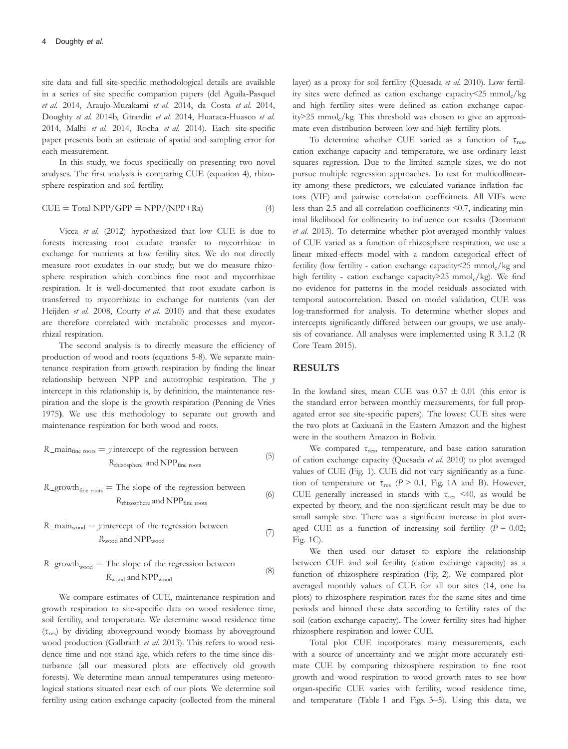site data and full site-specific methodological details are available in a series of site specific companion papers (del Aguila-Pasquel *et al.* 2014, Araujo-Murakami *et al.* 2014, da Costa *et al.* 2014, Doughty *et al.* 2014b, Girardin *et al.* 2014, Huaraca-Huasco *et al.* 2014, Malhi *et al.* 2014, Rocha *et al.* 2014). Each site-specific paper presents both an estimate of spatial and sampling error for each measurement.

In this study, we focus specifically on presenting two novel analyses. The first analysis is comparing CUE (equation 4), rhizosphere respiration and soil fertility.

$$\text{CUE} = \text{Total NPP/GPP} = \text{NPP/(NPP+Ra)} \tag{4}$$

Vicca *et al.* (2012) hypothesized that low CUE is due to forests increasing root exudate transfer to mycorrhizae in exchange for nutrients at low fertility sites. We do not directly measure root exudates in our study, but we do measure rhizosphere respiration which combines fine root and mycorrhizae respiration. It is well-documented that root exudate carbon is transferred to mycorrhizae in exchange for nutrients (van der Heijden *et al.* 2008, Courty *et al.* 2010) and that these exudates are therefore correlated with metabolic processes and mycorrhizal respiration.

The second analysis is to directly measure the efficiency of production of wood and roots (equations 5-8). We separate maintenance respiration from growth respiration by finding the linear relationship between NPP and autotrophic respiration. The *y* intercept in this relationship is, by definition, the maintenance respiration and the slope is the growth respiration (Penning de Vries 1975). We use this methodology to separate out growth and maintenance respiration for both wood and roots.

$$R\_\text{main}_{\text{fine roots}} = y \text{ intercept of the regression between } R_{\text{rhizosphere}} \text{ and NPP}_{\text{fine roots}} \tag{5}$$

$$R\_\text{growth}_{\text{fine roots}} = \text{The slope of the regression between } R_{\text{rhizosphere}} \text{ and NPP}_{\text{fine roots}} \tag{6}$$

$$R\_\text{main}_{\text{wood}} = y \text{ intercept of the regression between } R_{\text{wood}} \text{ and NPP}_{\text{wood}} \tag{7}$$

$$R\_\text{growth}_{\text{wood}} = \text{The slope of the regression between } R_{\text{wood}} \text{ and NPP}_{\text{wood}} \tag{8}$$

We compare estimates of CUE, maintenance respiration and growth respiration to site-specific data on wood residence time, soil fertility, and temperature. We determine wood residence time ($\tau_{res}$) by dividing aboveground woody biomass by aboveground wood production (Galbraith *et al.* 2013). This refers to wood residence time and not stand age, which refers to the time since disturbance (all our measured plots are effectively old growth forests). We determine mean annual temperatures using meteorological stations situated near each of our plots. We determine soil fertility using cation exchange capacity (collected from the mineral layer) as a proxy for soil fertility (Quesada *et al.* 2010). Low fertility sites were defined as cation exchange capacity<25 mmol$_c$/kg and high fertility sites were defined as cation exchange capacity>25 mmol$_c$/kg. This threshold was chosen to give an approximate even distribution between low and high fertility plots.

To determine whether CUE varied as a function of $\tau_{res}$, cation exchange capacity and temperature, we use ordinary least squares regression. Due to the limited sample sizes, we do not pursue multiple regression approaches. To test for multicollinearity among these predictors, we calculated variance inflation factors (VIF) and pairwise correlation coefficitnets. All VIFs were less than 2.5 and all correlation coefficincents <0.7, indicating minimal likelihood for collinearity to influence our results (Dormann *et al.* 2013). To determine whether plot-averaged monthly values of CUE varied as a function of rhizosphere respiration, we use a linear mixed-effects model with a random categorical effect of fertility (low fertility - cation exchange capacity<25 mmol$_c$/kg and high fertility - cation exchange capacity>25 mmol$_c$/kg). We find no evidence for patterns in the model residuals associated with temporal autocorrelation. Based on model validation, CUE was log-transformed for analysis. To determine whether slopes and intercepts significantly differed between our groups, we use analysis of covariance. All analyses were implemented using R 3.1.2 (R Core Team 2015).

## RESULTS

In the lowland sites, mean CUE was 0.37 ± 0.01 (this error is the standard error between monthly measurements, for full propagated error see site-specific papers). The lowest CUE sites were the two plots at Caxiuanã in the Eastern Amazon and the highest were in the southern Amazon in Bolivia.

We compared $\tau_{res}$, temperature, and base cation saturation of cation exchange capacity (Quesada *et al.* 2010) to plot averaged values of CUE (Fig. 1). CUE did not vary significantly as a function of temperature or $\tau_{res}$ ($P > 0.1$, Fig. 1A and B). However, CUE generally increased in stands with $\tau_{res}$ <40, as would be expected by theory, and the non-significant result may be due to small sample size. There was a significant increase in plot averaged CUE as a function of increasing soil fertility ($P = 0.02$; Fig. 1C).

We then used our dataset to explore the relationship between CUE and soil fertility (cation exchange capacity) as a function of rhizosphere respiration (Fig. 2). We compared plot-averaged monthly values of CUE for all our sites (14, one ha plots) to rhizosphere respiration rates for the same sites and time periods and binned these data according to fertility rates of the soil (cation exchange capacity). The lower fertility sites had higher rhizosphere respiration and lower CUE.

Total plot CUE incorporates many measurements, each with a source of uncertainty and we might more accurately estimate CUE by comparing rhizosphere respiration to fine root growth and wood respiration to wood growth rates to see how organ-specific CUE varies with fertility, wood residence time, and temperature (Table 1 and Figs. 3–5). Using this data, we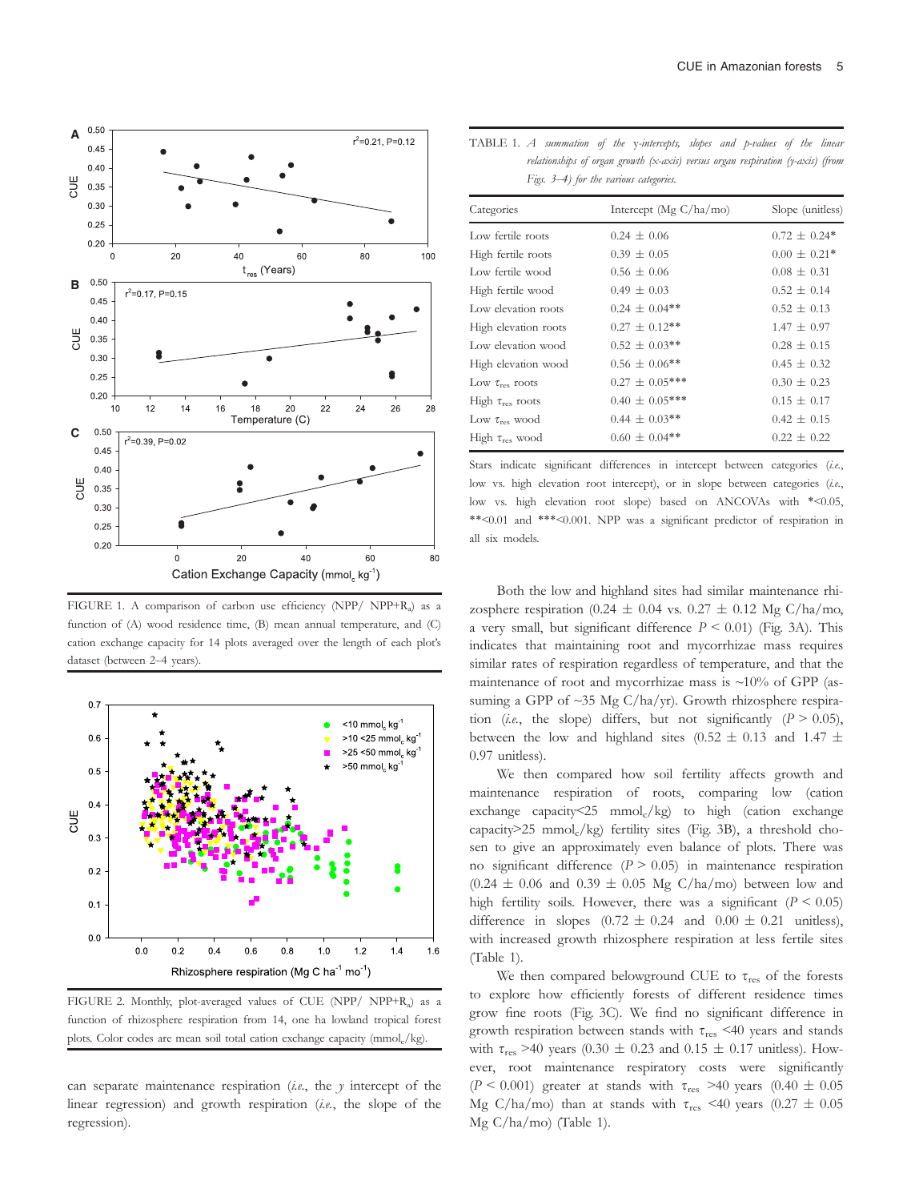FIGURE 1. A comparison of carbon use efficiency (NPP/ NPP+$R_a$) as a function of (A) wood residence time, (B) mean annual temperature, and (C) cation exchange capacity for 14 plots averaged over the length of each plot's dataset (between 2–4 years).

FIGURE 2. Monthly, plot-averaged values of CUE (NPP/ NPP+$R_a$) as a function of rhizosphere respiration from 14, one ha lowland tropical forest plots. Color codes are mean soil total cation exchange capacity ($mmol_c$/kg).

can separate maintenance respiration (*i.e.*, the *y* intercept of the linear regression) and growth respiration (*i.e.*, the slope of the regression).

TABLE 1. *A summation of the y-intercepts, slopes and p-values of the linear relationships of organ growth (x-axis) versus organ respiration (y-axis) (from Figs. 3–4) for the various categories.*

| Categories | Intercept (Mg C/ha/mo) | Slope (unitless) |
|---|---|---|
| Low fertile roots | 0.24 ± 0.06 | 0.72 ± 0.24* |
| High fertile roots | 0.39 ± 0.05 | 0.00 ± 0.21* |
| Low fertile wood | 0.56 ± 0.06 | 0.08 ± 0.31 |
| High fertile wood | 0.49 ± 0.03 | 0.52 ± 0.14 |
| Low elevation roots | 0.24 ± 0.04** | 0.52 ± 0.13 |
| High elevation roots | 0.27 ± 0.12** | 1.47 ± 0.97 |
| Low elevation wood | 0.52 ± 0.03** | 0.28 ± 0.15 |
| High elevation wood | 0.56 ± 0.06** | 0.45 ± 0.32 |
| Low $\tau_{res}$ roots | 0.27 ± 0.05*** | 0.30 ± 0.23 |
| High $\tau_{res}$ roots | 0.40 ± 0.05*** | 0.15 ± 0.17 |
| Low $\tau_{res}$ wood | 0.44 ± 0.03** | 0.42 ± 0.15 |
| High $\tau_{res}$ wood | 0.60 ± 0.04** | 0.22 ± 0.22 |

Stars indicate significant differences in intercept between categories (*i.e.*, low vs. high elevation root intercept), or in slope between categories (*i.e.*, low vs. high elevation root slope) based on ANCOVAs with *<0.05, **<0.01 and ***<0.001. NPP was a significant predictor of respiration in all six models.

Both the low and highland sites had similar maintenance rhizosphere respiration (0.24 ± 0.04 vs. 0.27 ± 0.12 Mg C/ha/mo, a very small, but significant difference $P < 0.01$) (Fig. 3A). This indicates that maintaining root and mycorrhizae mass requires similar rates of respiration regardless of temperature, and that the maintenance of root and mycorrhizae mass is ~10% of GPP (assuming a GPP of ~35 Mg C/ha/yr). Growth rhizosphere respiration (*i.e.*, the slope) differs, but not significantly ($P > 0.05$), between the low and highland sites (0.52 ± 0.13 and 1.47 ± 0.97 unitless).

We then compared how soil fertility affects growth and maintenance respiration of roots, comparing low (cation exchange capacity<25 $mmol_c$/kg) to high (cation exchange capacity>25 $mmol_c$/kg) fertility sites (Fig. 3B), a threshold chosen to give an approximately even balance of plots. There was no significant difference ($P > 0.05$) in maintenance respiration (0.24 ± 0.06 and 0.39 ± 0.05 Mg C/ha/mo) between low and high fertility soils. However, there was a significant ($P < 0.05$) difference in slopes (0.72 ± 0.24 and 0.00 ± 0.21 unitless), with increased growth rhizosphere respiration at less fertile sites (Table 1).

We then compared belowground CUE to $\tau_{res}$ of the forests to explore how efficiently forests of different residence times grow fine roots (Fig. 3C). We find no significant difference in growth respiration between stands with $\tau_{res}$ <40 years and stands with $\tau_{res}$ >40 years (0.30 ± 0.23 and 0.15 ± 0.17 unitless). However, root maintenance respiratory costs were significantly ($P < 0.001$) greater at stands with $\tau_{res}$ >40 years (0.40 ± 0.05 Mg C/ha/mo) than at stands with $\tau_{res}$ <40 years (0.27 ± 0.05 Mg C/ha/mo) (Table 1).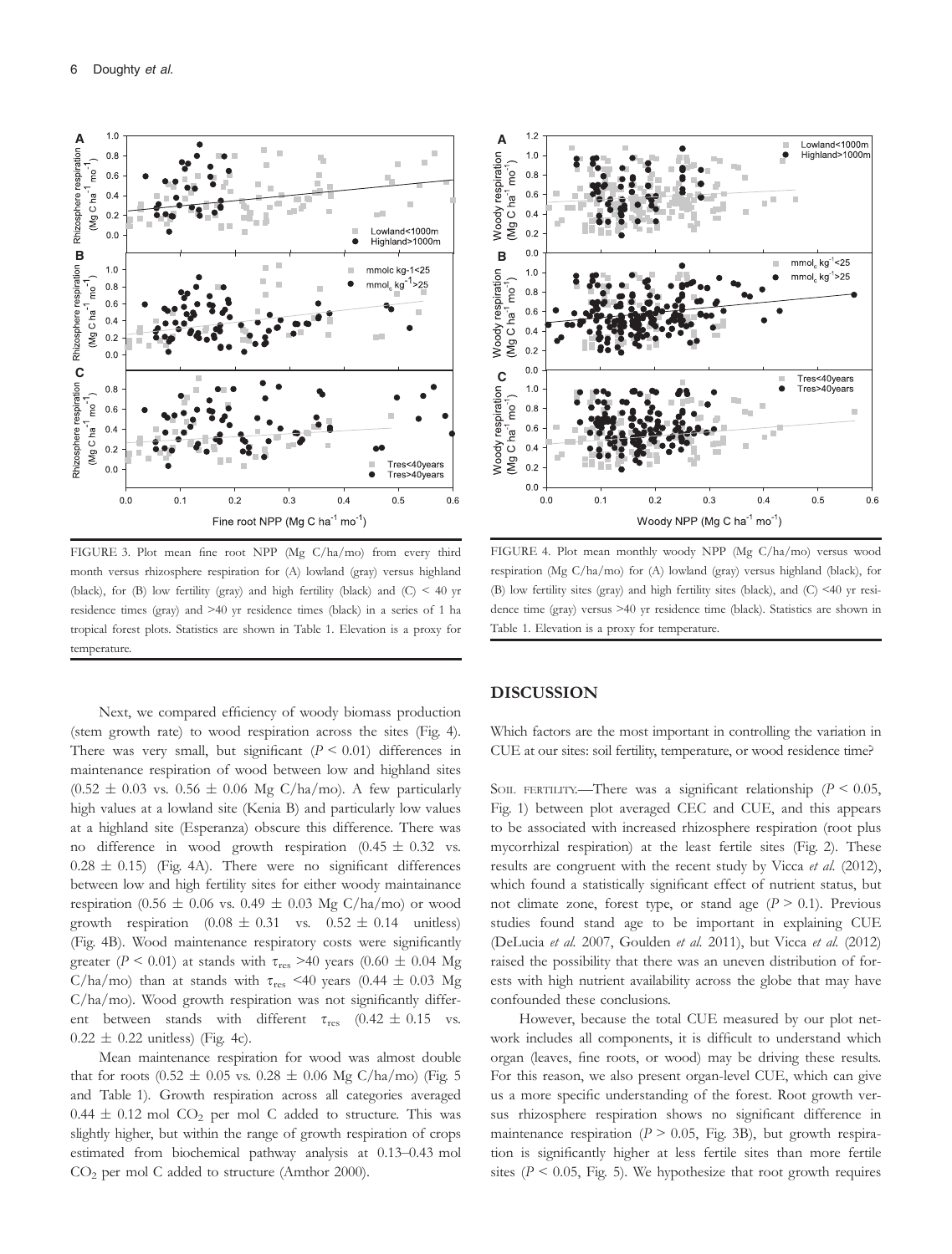FIGURE 3. Plot mean fine root NPP (Mg C/ha/mo) from every third month versus rhizosphere respiration for (A) lowland (gray) versus highland (black), for (B) low fertility (gray) and high fertility (black) and (C) < 40 yr residence times (gray) and >40 yr residence times (black) in a series of 1 ha tropical forest plots. Statistics are shown in Table 1. Elevation is a proxy for temperature.

FIGURE 4. Plot mean monthly woody NPP (Mg C/ha/mo) versus wood respiration (Mg C/ha/mo) for (A) lowland (gray) versus highland (black), for (B) low fertility sites (gray) and high fertility sites (black), and (C) <40 yr residence time (gray) versus >40 yr residence time (black). Statistics are shown in Table 1. Elevation is a proxy for temperature.

Next, we compared efficiency of woody biomass production (stem growth rate) to wood respiration across the sites (Fig. 4). There was very small, but significant ($P < 0.01$) differences in maintenance respiration of wood between low and highland sites ($0.52 \pm 0.03$ vs. $0.56 \pm 0.06$ Mg C/ha/mo). A few particularly high values at a lowland site (Kenia B) and particularly low values at a highland site (Esperanza) obscure this difference. There was no difference in wood growth respiration ($0.45 \pm 0.32$ vs. $0.28 \pm 0.15$) (Fig. 4A). There were no significant differences between low and high fertility sites for either woody maintainance respiration ($0.56 \pm 0.06$ vs. $0.49 \pm 0.03$ Mg C/ha/mo) or wood growth respiration ($0.08 \pm 0.31$ vs. $0.52 \pm 0.14$ unitless) (Fig. 4B). Wood maintenance respiratory costs were significantly greater ($P < 0.01$) at stands with $\tau_{res}$ >40 years ($0.60 \pm 0.04$ Mg C/ha/mo) than at stands with $\tau_{res}$ <40 years ($0.44 \pm 0.03$ Mg C/ha/mo). Wood growth respiration was not significantly different between stands with different $\tau_{res}$ ($0.42 \pm 0.15$ vs. $0.22 \pm 0.22$ unitless) (Fig. 4c).

Mean maintenance respiration for wood was almost double that for roots ($0.52 \pm 0.05$ vs. $0.28 \pm 0.06$ Mg C/ha/mo) (Fig. 5 and Table 1). Growth respiration across all categories averaged $0.44 \pm 0.12$ mol $CO_2$ per mol C added to structure. This was slightly higher, but within the range of growth respiration of crops estimated from biochemical pathway analysis at 0.13–0.43 mol $CO_2$ per mol C added to structure (Amthor 2000).

## DISCUSSION

Which factors are the most important in controlling the variation in CUE at our sites: soil fertility, temperature, or wood residence time?

SOIL FERTILITY.—There was a significant relationship ($P < 0.05$, Fig. 1) between plot averaged CEC and CUE, and this appears to be associated with increased rhizosphere respiration (root plus mycorrhizal respiration) at the least fertile sites (Fig. 2). These results are congruent with the recent study by Vicca *et al.* (2012), which found a statistically significant effect of nutrient status, but not climate zone, forest type, or stand age ($P > 0.1$). Previous studies found stand age to be important in explaining CUE (DeLucia *et al.* 2007, Goulden *et al.* 2011), but Vicca *et al.* (2012) raised the possibility that there was an uneven distribution of forests with high nutrient availability across the globe that may have confounded these conclusions.

However, because the total CUE measured by our plot network includes all components, it is difficult to understand which organ (leaves, fine roots, or wood) may be driving these results. For this reason, we also present organ-level CUE, which can give us a more specific understanding of the forest. Root growth versus rhizosphere respiration shows no significant difference in maintenance respiration ($P > 0.05$, Fig. 3B), but growth respiration is significantly higher at less fertile sites than more fertile sites ($P < 0.05$, Fig. 5). We hypothesize that root growth requires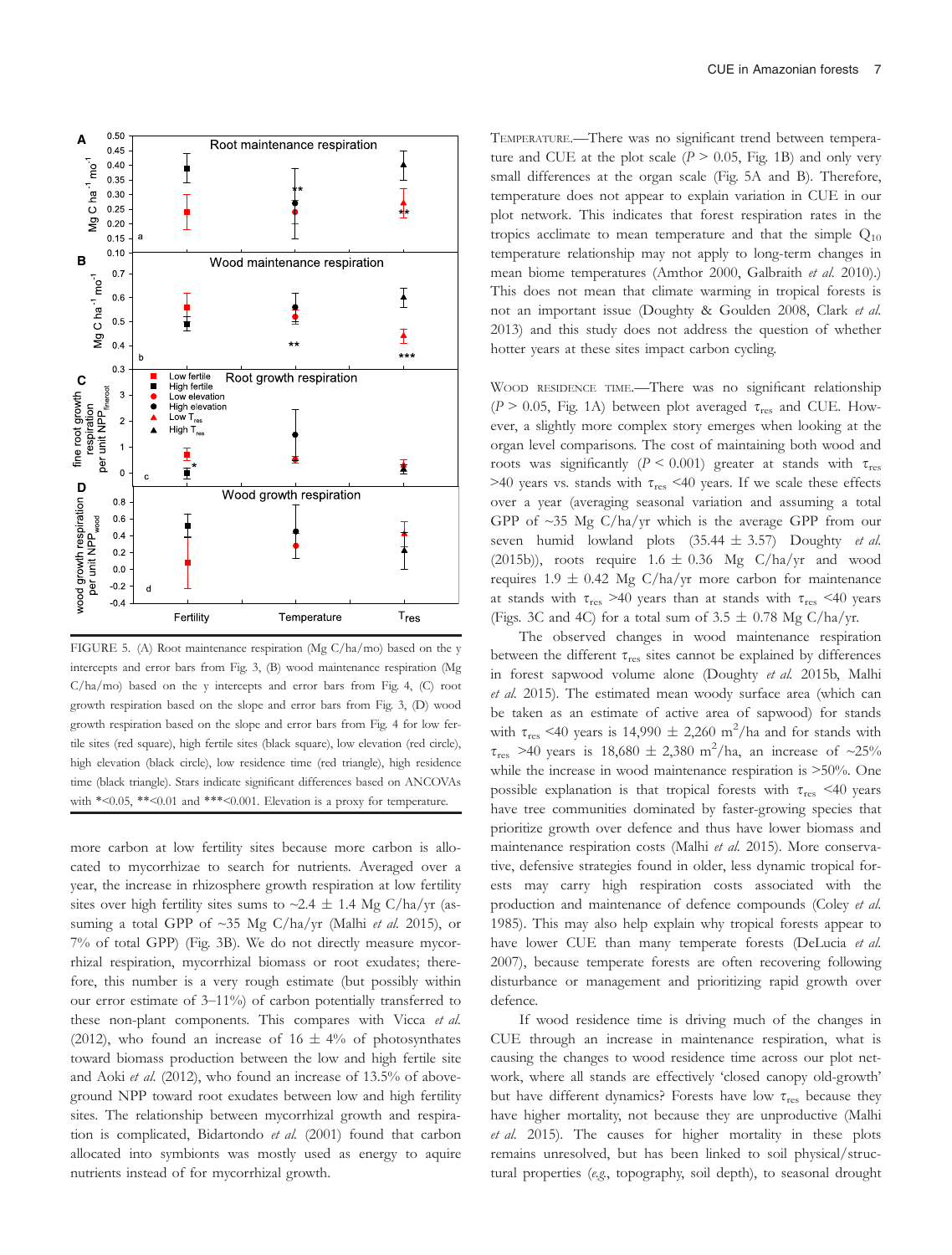FIGURE 5. (A) Root maintenance respiration (Mg C/ha/mo) based on the y intercepts and error bars from Fig. 3, (B) wood maintenance respiration (Mg C/ha/mo) based on the y intercepts and error bars from Fig. 4, (C) root growth respiration based on the slope and error bars from Fig. 3, (D) wood growth respiration based on the slope and error bars from Fig. 4 for low fertile sites (red square), high fertile sites (black square), low elevation (red circle), high elevation (black circle), low residence time (red triangle), high residence time (black triangle). Stars indicate significant differences based on ANCOVAs with *<0.05, **<0.01 and ***<0.001. Elevation is a proxy for temperature.

more carbon at low fertility sites because more carbon is allocated to mycorrhizae to search for nutrients. Averaged over a year, the increase in rhizosphere growth respiration at low fertility sites over high fertility sites sums to ~2.4 ± 1.4 Mg C/ha/yr (assuming a total GPP of ~35 Mg C/ha/yr (Malhi *et al.* 2015), or 7% of total GPP) (Fig. 3B). We do not directly measure mycorrhizal respiration, mycorrhizal biomass or root exudates; therefore, this number is a very rough estimate (but possibly within our error estimate of 3–11%) of carbon potentially transferred to these non-plant components. This compares with Vicca *et al.* (2012), who found an increase of 16 ± 4% of photosynthates toward biomass production between the low and high fertile site and Aoki *et al.* (2012), who found an increase of 13.5% of aboveground NPP toward root exudates between low and high fertility sites. The relationship between mycorrhizal growth and respiration is complicated, Bidartondo *et al.* (2001) found that carbon allocated into symbionts was mostly used as energy to aquire nutrients instead of for mycorrhizal growth.

TEMPERATURE.—There was no significant trend between temperature and CUE at the plot scale ($P > 0.05$, Fig. 1B) and only very small differences at the organ scale (Fig. 5A and B). Therefore, temperature does not appear to explain variation in CUE in our plot network. This indicates that forest respiration rates in the tropics acclimate to mean temperature and that the simple $Q_{10}$ temperature relationship may not apply to long-term changes in mean biome temperatures (Amthor 2000, Galbraith *et al.* 2010).) This does not mean that climate warming in tropical forests is not an important issue (Doughty & Goulden 2008, Clark *et al.* 2013) and this study does not address the question of whether hotter years at these sites impact carbon cycling.

WOOD RESIDENCE TIME.—There was no significant relationship ($P > 0.05$, Fig. 1A) between plot averaged $\tau_{res}$ and CUE. However, a slightly more complex story emerges when looking at the organ level comparisons. The cost of maintaining both wood and roots was significantly ($P < 0.001$) greater at stands with $\tau_{res}$ >40 years vs. stands with $\tau_{res}$ <40 years. If we scale these effects over a year (averaging seasonal variation and assuming a total GPP of ~35 Mg C/ha/yr which is the average GPP from our seven humid lowland plots (35.44 ± 3.57) Doughty *et al.* (2015b)), roots require 1.6 ± 0.36 Mg C/ha/yr and wood requires 1.9 ± 0.42 Mg C/ha/yr more carbon for maintenance at stands with $\tau_{res}$ >40 years than at stands with $\tau_{res}$ <40 years (Figs. 3C and 4C) for a total sum of 3.5 ± 0.78 Mg C/ha/yr.

The observed changes in wood maintenance respiration between the different $\tau_{res}$ sites cannot be explained by differences in forest sapwood volume alone (Doughty *et al.* 2015b, Malhi *et al.* 2015). The estimated mean woody surface area (which can be taken as an estimate of active area of sapwood) for stands with $\tau_{res}$ <40 years is 14,990 ± 2,260 $m^2$/ha and for stands with $\tau_{res}$ >40 years is 18,680 ± 2,380 $m^2$/ha, an increase of ~25% while the increase in wood maintenance respiration is >50%. One possible explanation is that tropical forests with $\tau_{res}$ <40 years have tree communities dominated by faster-growing species that prioritize growth over defence and thus have lower biomass and maintenance respiration costs (Malhi *et al.* 2015). More conservative, defensive strategies found in older, less dynamic tropical forests may carry high respiration costs associated with the production and maintenance of defence compounds (Coley *et al.* 1985). This may also help explain why tropical forests appear to have lower CUE than many temperate forests (DeLucia *et al.* 2007), because temperate forests are often recovering following disturbance and management and prioritizing rapid growth over defence.

If wood residence time is driving much of the changes in CUE through an increase in maintenance respiration, what is causing the changes to wood residence time across our plot network, where all stands are effectively 'closed canopy old-growth' but have different dynamics? Forests have low $\tau_{res}$ because they have higher mortality, not because they are unproductive (Malhi *et al.* 2015). The causes for higher mortality in these plots remains unresolved, but has been linked to soil physical/structural properties (*e.g.*, topography, soil depth), to seasonal drought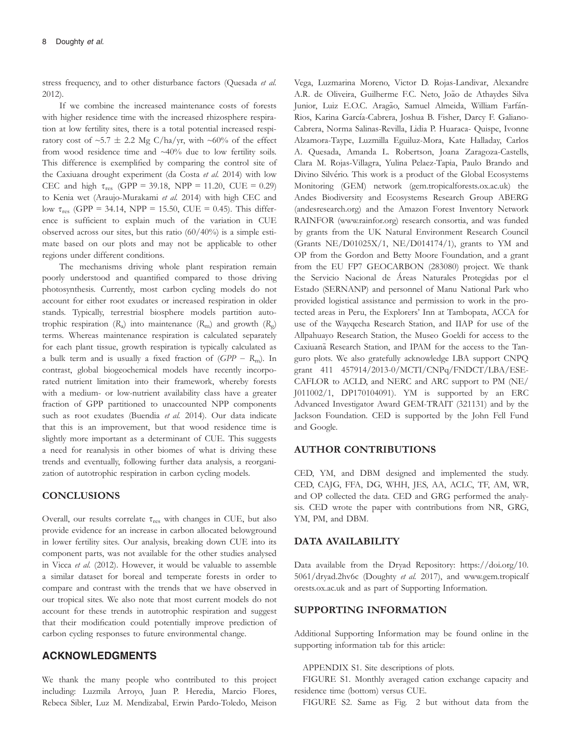stress frequency, and to other disturbance factors (Quesada *et al.* 2012).

If we combine the increased maintenance costs of forests with higher residence time with the increased rhizosphere respiration at low fertility sites, there is a total potential increased respiratory cost of ~5.7 ± 2.2 Mg C/ha/yr, with ~60% of the effect from wood residence time and ~40% due to low fertility soils. This difference is exemplified by comparing the control site of the Caxiuana drought experiment (da Costa *et al.* 2014) with low CEC and high $\tau_{res}$ (GPP = 39.18, NPP = 11.20, CUE = 0.29) to Kenia wet (Araujo-Murakami *et al.* 2014) with high CEC and low $\tau_{res}$ (GPP = 34.14, NPP = 15.50, CUE = 0.45). This difference is sufficient to explain much of the variation in CUE observed across our sites, but this ratio (60/40%) is a simple estimate based on our plots and may not be applicable to other regions under different conditions.

The mechanisms driving whole plant respiration remain poorly understood and quantified compared to those driving photosynthesis. Currently, most carbon cycling models do not account for either root exudates or increased respiration in older stands. Typically, terrestrial biosphere models partition autotrophic respiration ($R_a$) into maintenance ($R_m$) and growth ($R_g$) terms. Whereas maintenance respiration is calculated separately for each plant tissue, growth respiration is typically calculated as a bulk term and is usually a fixed fraction of ($GPP - R_m$). In contrast, global biogeochemical models have recently incorporated nutrient limitation into their framework, whereby forests with a medium- or low-nutrient availability class have a greater fraction of GPP partitioned to unaccounted NPP components such as root exudates (Buendia *et al.* 2014). Our data indicate that this is an improvement, but that wood residence time is slightly more important as a determinant of CUE. This suggests a need for reanalysis in other biomes of what is driving these trends and eventually, following further data analysis, a reorganization of autotrophic respiration in carbon cycling models.

## CONCLUSIONS

Overall, our results correlate $\tau_{res}$ with changes in CUE, but also provide evidence for an increase in carbon allocated belowground in lower fertility sites. Our analysis, breaking down CUE into its component parts, was not available for the other studies analysed in Vicca *et al.* (2012). However, it would be valuable to assemble a similar dataset for boreal and temperate forests in order to compare and contrast with the trends that we have observed in our tropical sites. We also note that most current models do not account for these trends in autotrophic respiration and suggest that their modification could potentially improve prediction of carbon cycling responses to future environmental change.

## ACKNOWLEDGMENTS

We thank the many people who contributed to this project including: Luzmila Arroyo, Juan P. Heredia, Marcio Flores, Rebeca Sibler, Luz M. Mendizabal, Erwin Pardo-Toledo, Meison Vega, Luzmarina Moreno, Victor D. Rojas-Landivar, Alexandre A.R. de Oliveira, Guilherme F.C. Neto, João de Athaydes Silva Junior, Luiz E.O.C. Aragão, Samuel Almeida, William Farfán-Rios, Karina García-Cabrera, Joshua B. Fisher, Darcy F. Galiano-Cabrera, Norma Salinas-Revilla, Lidia P. Huaraca- Quispe, Ivonne Alzamora-Taype, Luzmilla Eguiluz-Mora, Kate Halladay, Carlos A. Quesada, Amanda L. Robertson, Joana Zaragoza-Castells, Clara M. Rojas-Villagra, Yulina Pelaez-Tapia, Paulo Brando and Divino Silvério. This work is a product of the Global Ecosystems Monitoring (GEM) network (gem.tropicalforests.ox.ac.uk) the Andes Biodiversity and Ecosystems Research Group ABERG (andesresearch.org) and the Amazon Forest Inventory Network RAINFOR (www.rainfor.org) research consortia, and was funded by grants from the UK Natural Environment Research Council (Grants NE/D01025X/1, NE/D014174/1), grants to YM and OP from the Gordon and Betty Moore Foundation, and a grant from the EU FP7 GEOCARBON (283080) project. We thank the Servicio Nacional de Áreas Naturales Protegidas por el Estado (SERNANP) and personnel of Manu National Park who provided logistical assistance and permission to work in the protected areas in Peru, the Explorers' Inn at Tambopata, ACCA for use of the Wayqecha Research Station, and IIAP for use of the Allpahuayo Research Station, the Museo Goeldi for access to the Caxiuanã Research Station, and IPAM for the access to the Tanguro plots. We also gratefully acknowledge LBA support CNPQ grant 411 457914/2013-0/MCTI/CNPq/FNDCT/LBA/ESE-CAFLOR to ACLD, and NERC and ARC support to PM (NE/J011002/1, DP170104091). YM is supported by an ERC Advanced Investigator Award GEM-TRAIT (321131) and by the Jackson Foundation. CED is supported by the John Fell Fund and Google.

## AUTHOR CONTRIBUTIONS

CED, YM, and DBM designed and implemented the study. CED, CAJG, FFA, DG, WHH, JES, AA, ACLC, TF, AM, WR, and OP collected the data. CED and GRG performed the analysis. CED wrote the paper with contributions from NR, GRG, YM, PM, and DBM.

## DATA AVAILABILITY

Data available from the Dryad Repository: https://doi.org/10.5061/dryad.2hv6c (Doughty *et al.* 2017), and www.gem.tropicalforests.ox.ac.uk and as part of Supporting Information.

## SUPPORTING INFORMATION

Additional Supporting Information may be found online in the supporting information tab for this article:

APPENDIX S1. Site descriptions of plots.

FIGURE S1. Monthly averaged cation exchange capacity and residence time (bottom) versus CUE.

FIGURE S2. Same as Fig. 2 but without data from the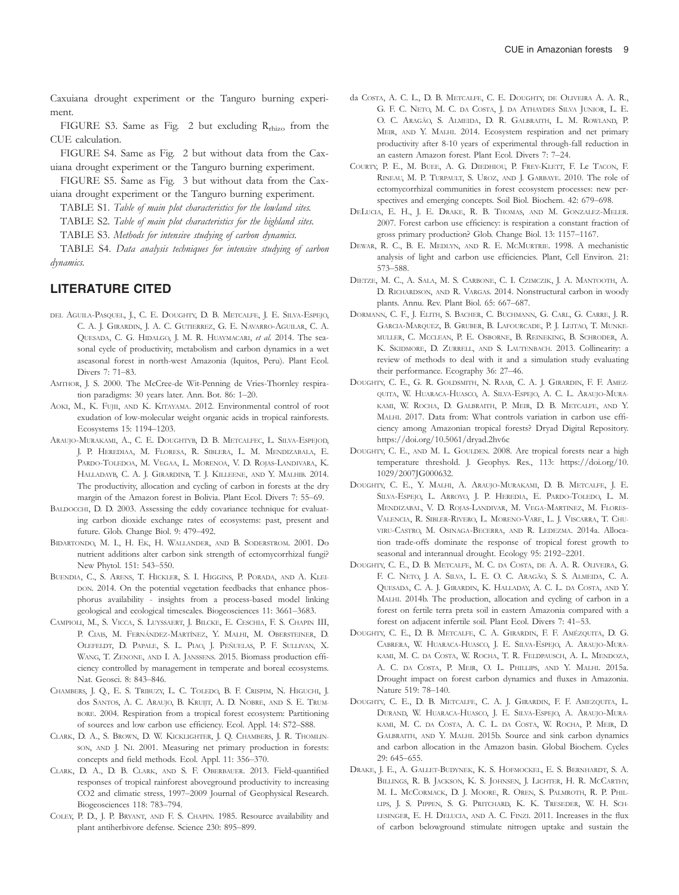Caxuiana drought experiment or the Tanguro burning experiment.

FIGURE S3. Same as Fig. 2 but excluding $R_{rhizo}$ from the CUE calculation.

FIGURE S4. Same as Fig. 2 but without data from the Caxuiana drought experiment or the Tanguro burning experiment.

FIGURE S5. Same as Fig. 3 but without data from the Caxuiana drought experiment or the Tanguro burning experiment.

TABLE S1. *Table of main plot characteristics for the lowland sites.*

TABLE S2. *Table of main plot characteristics for the highland sites.*

TABLE S3. *Methods for intensive studying of carbon dynamics.*

TABLE S4. *Data analysis techniques for intensive studying of carbon dynamics.*

## LITERATURE CITED

del Aguila-Pasquel, J., C. E. Doughty, D. B. Metcalfe, J. E. Silva-Espejo, C. A. J. Girardin, J. A. C. Gutierrez, G. E. Navarro-Aguilar, C. A. Quesada, C. G. Hidalgo, J. M. R. Huaymacari, *et al.* 2014. The seasonal cycle of productivity, metabolism and carbon dynamics in a wet aseasonal forest in north-west Amazonia (Iquitos, Peru). Plant Ecol. Divers 7: 71–83.

Amthor, J. S. 2000. The McCree-de Wit-Penning de Vries-Thornley respiration paradigms: 30 years later. Ann. Bot. 86: 1–20.

Aoki, M., K. Fujii, and K. Kitayama. 2012. Environmental control of root exudation of low-molecular weight organic acids in tropical rainforests. Ecosystems 15: 1194–1203.

Araujo-Murakami, A., C. E. Doughtyb, D. B. Metcalfec, L. Silva-Espejod, J. P. Herediaa, M. Floresa, R. Siblera, L. M. Mendizabala, E. Pardo-Toledoa, M. Vegaa, L. Morenoa, V. D. Rojas-Landivara, K. Halladayb, C. A. J. Girardinb, T. J. Killeene, and Y. Malhib. 2014. The productivity, allocation and cycling of carbon in forests at the dry margin of the Amazon forest in Bolivia. Plant Ecol. Divers 7: 55–69.

Baldocchi, D. D. 2003. Assessing the eddy covariance technique for evaluating carbon dioxide exchange rates of ecosystems: past, present and future. Glob. Change Biol. 9: 479–492.

Bidartondo, M. I., H. Ek, H. Wallander, and B. Soderstrom. 2001. Do nutrient additions alter carbon sink strength of ectomycorrhizal fungi? New Phytol. 151: 543–550.

Buendia, C., S. Arens, T. Hickler, S. I. Higgins, P. Porada, and A. Kleidon. 2014. On the potential vegetation feedbacks that enhance phosphorus availability - insights from a process-based model linking geological and ecological timescales. Biogeosciences 11: 3661–3683.

Campioli, M., S. Vicca, S. Luyssaert, J. Bilcke, E. Ceschia, F. S. Chapin III, P. Ciais, M. Fernández-Martínez, Y. Malhi, M. Obersteiner, D. Olefeldt, D. Papale, S. L. Piao, J. Peñuelas, P. F. Sullivan, X. Wang, T. Zenone, and I. A. Janssens. 2015. Biomass production efficiency controlled by management in temperate and boreal ecosystems. Nat. Geosci. 8: 843–846.

Chambers, J. Q., E. S. Tribuzy, L. C. Toledo, B. F. Crispim, N. Higuchi, J. dos Santos, A. C. Araujo, B. Kruijt, A. D. Nobre, and S. E. Trumbore. 2004. Respiration from a tropical forest ecosystem: Partitioning of sources and low carbon use efficiency. Ecol. Appl. 14: S72–S88.

Clark, D. A., S. Brown, D. W. Kicklighter, J. Q. Chambers, J. R. Thomlinson, and J. Ni. 2001. Measuring net primary production in forests: concepts and field methods. Ecol. Appl. 11: 356–370.

Clark, D. A., D. B. Clark, and S. F. Oberbauer. 2013. Field-quantified responses of tropical rainforest aboveground productivity to increasing CO2 and climatic stress, 1997–2009 Journal of Geophysical Research. Biogeosciences 118: 783–794.

Coley, P. D., J. P. Bryant, and F. S. Chapin. 1985. Resource availability and plant antiherbivore defense. Science 230: 895–899.

da Costa, A. C. L., D. B. Metcalfe, C. E. Doughty, de Oliveira A. A. R., G. F. C. Neto, M. C. da Costa, J. da Athaydes Silva Junior, L. E. O. C. Aragão, S. Almeida, D. R. Galbraith, L. M. Rowland, P. Meir, and Y. Malhi. 2014. Ecosystem respiration and net primary productivity after 8-10 years of experimental through-fall reduction in an eastern Amazon forest. Plant Ecol. Divers 7: 7–24.

Courty, P. E., M. Buee, A. G. Diedhiou, P. Frey-Klett, F. Le Tacon, F. Rineau, M. P. Turpault, S. Uroz, and J. Garbaye. 2010. The role of ectomycorrhizal communities in forest ecosystem processes: new perspectives and emerging concepts. Soil Biol. Biochem. 42: 679–698.

DeLucia, E. H., J. E. Drake, R. B. Thomas, and M. Gonzalez-Meler. 2007. Forest carbon use efficiency: is respiration a constant fraction of gross primary production? Glob. Change Biol. 13: 1157–1167.

Dewar, R. C., B. E. Medlyn, and R. E. McMurtrie. 1998. A mechanistic analysis of light and carbon use efficiencies. Plant, Cell Environ. 21: 573–588.

Dietze, M. C., A. Sala, M. S. Carbone, C. I. Czimczik, J. A. Mantooth, A. D. Richardson, and R. Vargas. 2014. Nonstructural carbon in woody plants. Annu. Rev. Plant Biol. 65: 667–687.

Dormann, C. F., J. Elith, S. Bacher, C. Buchmann, G. Carl, G. Carre, J. R. Garcia-Marquez, B. Gruber, B. Lafourcade, P. J. Leitao, T. Munkemuller, C. Mcclean, P. E. Osborne, B. Reineking, B. Schroder, A. K. Skidmore, D. Zurrell, and S. Lautenbach. 2013. Collinearity: a review of methods to deal with it and a simulation study evaluating their performance. Ecography 36: 27–46.

Doughty, C. E., G. R. Goldsmith, N. Raab, C. A. J. Girardin, F. F. Amezquita, W. Huaraca-Huasco, A. Silva-Espejo, A. C. L. Araujo-Murakami, W. Rocha, D. Galbraith, P. Meir, D. B. Metcalfe, and Y. Malhi. 2017. Data from: What controls variation in carbon use efficiency among Amazonian tropical forests? Dryad Digital Repository. https://doi.org/10.5061/dryad.2hv6c

Doughty, C. E., and M. L. Goulden. 2008. Are tropical forests near a high temperature threshold. J. Geophys. Res., 113: https://doi.org/10.1029/2007JG000632.

Doughty, C. E., Y. Malhi, A. Araujo-Murakami, D. B. Metcalfe, J. E. Silva-Espejo, L. Arroyo, J. P. Heredia, E. Pardo-Toledo, L. M. Mendizabal, V. D. Rojas-Landivar, M. Vega-Martinez, M. Flores-Valencia, R. Sibler-Rivero, L. Moreno-Vare, L. J. Viscarra, T. Chuviru-Castro, M. Osinaga-Becerra, and R. Ledezma. 2014a. Allocation trade-offs dominate the response of tropical forest growth to seasonal and interannual drought. Ecology 95: 2192–2201.

Doughty, C. E., D. B. Metcalfe, M. C. da Costa, de A. A. R. Oliveira, G. F. C. Neto, J. A. Silva, L. E. O. C. Aragão, S. S. Almeida, C. A. Quesada, C. A. J. Girardin, K. Halladay, A. C. L. da Costa, and Y. Malhi. 2014b. The production, allocation and cycling of carbon in a forest on fertile terra preta soil in eastern Amazonia compared with a forest on adjacent infertile soil. Plant Ecol. Divers 7: 41–53.

Doughty, C. E., D. B. Metcalfe, C. A. Girardin, F. F. Amézquita, D. G. Cabrera, W. Huaraca-Huasco, J. E. Silva-Espejo, A. Araujo-Murakami, M. C. da Costa, W. Rocha, T. R. Feldpausch, A. L. Mendoza, A. C. da Costa, P. Meir, O. L. Phillips, and Y. Malhi. 2015a. Drought impact on forest carbon dynamics and fluxes in Amazonia. Nature 519: 78–140.

Doughty, C. E., D. B. Metcalfe, C. A. J. Girardin, F. F. Amezquita, L. Durand, W. Huaraca-Huasco, J. E. Silva-Espejo, A. Araujo-Murakami, M. C. da Costa, A. C. L. da Costa, W. Rocha, P. Meir, D. Galbraith, and Y. Malhi. 2015b. Source and sink carbon dynamics and carbon allocation in the Amazon basin. Global Biochem. Cycles 29: 645–655.

Drake, J. E., A. Gallet-Budynek, K. S. Hofmockel, E. S. Bernhardt, S. A. Billings, R. B. Jackson, K. S. Johnsen, J. Lichter, H. R. McCarthy, M. L. McCormack, D. J. Moore, R. Oren, S. Palmroth, R. P. Phillips, J. S. Pippen, S. G. Pritchard, K. K. Treseder, W. H. Schlesinger, E. H. DeLucia, and A. C. Finzi. 2011. Increases in the flux of carbon belowground stimulate nitrogen uptake and sustain the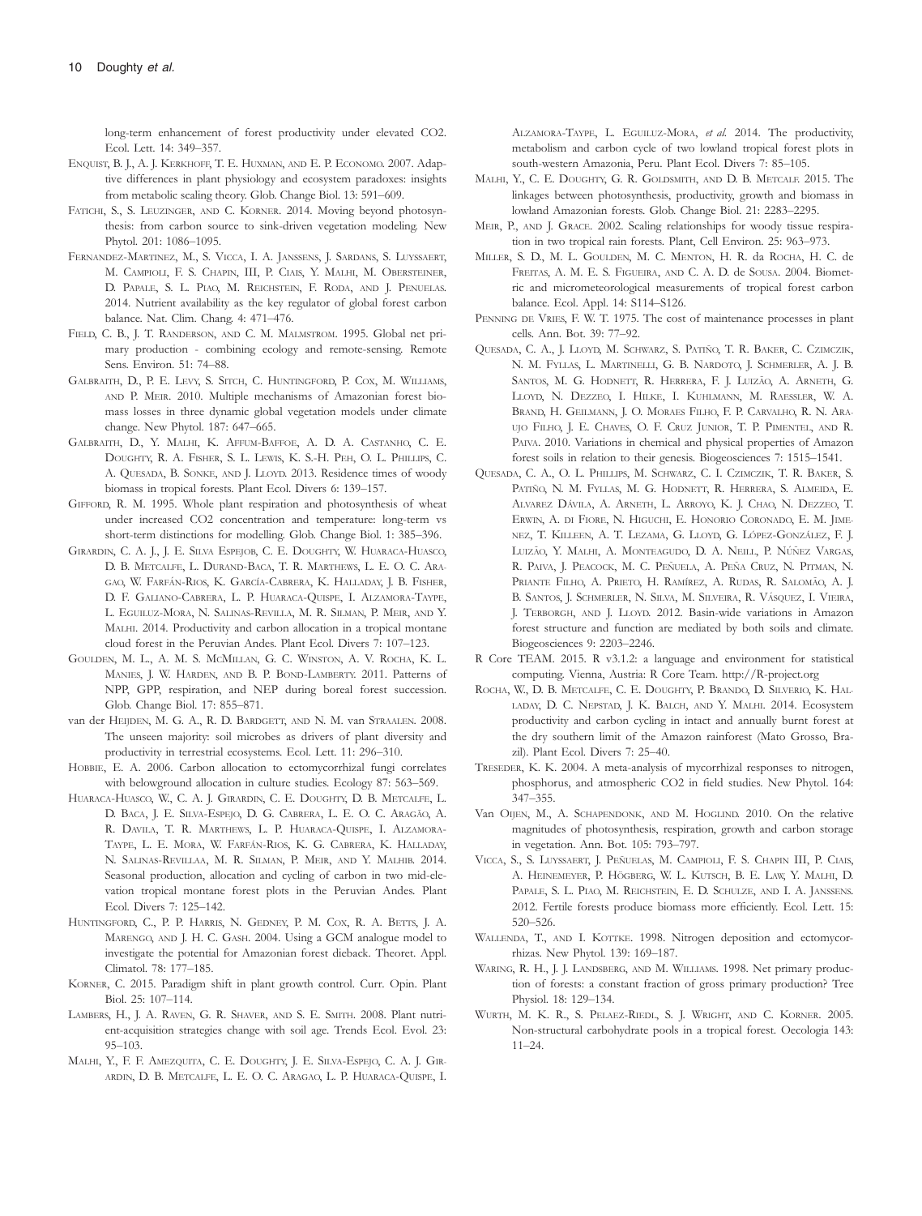long-term enhancement of forest productivity under elevated CO2. Ecol. Lett. 14: 349–357.

Enquist, B. J., A. J. Kerkhoff, T. E. Huxman, and E. P. Economo. 2007. Adaptive differences in plant physiology and ecosystem paradoxes: insights from metabolic scaling theory. Glob. Change Biol. 13: 591–609.

Fatichi, S., S. Leuzinger, and C. Korner. 2014. Moving beyond photosynthesis: from carbon source to sink-driven vegetation modeling. New Phytol. 201: 1086–1095.

Fernandez-Martinez, M., S. Vicca, I. A. Janssens, J. Sardans, S. Luyssaert, M. Campioli, F. S. Chapin, III, P. Ciais, Y. Malhi, M. Obersteiner, D. Papale, S. L. Piao, M. Reichstein, F. Roda, and J. Penuelas. 2014. Nutrient availability as the key regulator of global forest carbon balance. Nat. Clim. Chang. 4: 471–476.

Field, C. B., J. T. Randerson, and C. M. Malmstrom. 1995. Global net primary production - combining ecology and remote-sensing. Remote Sens. Environ. 51: 74–88.

Galbraith, D., P. E. Levy, S. Sitch, C. Huntingford, P. Cox, M. Williams, and P. Meir. 2010. Multiple mechanisms of Amazonian forest biomass losses in three dynamic global vegetation models under climate change. New Phytol. 187: 647–665.

Galbraith, D., Y. Malhi, K. Affum-Baffoe, A. D. A. Castanho, C. E. Doughty, R. A. Fisher, S. L. Lewis, K. S.-H. Peh, O. L. Phillips, C. A. Quesada, B. Sonke, and J. Lloyd. 2013. Residence times of woody biomass in tropical forests. Plant Ecol. Divers 6: 139–157.

Gifford, R. M. 1995. Whole plant respiration and photosynthesis of wheat under increased CO2 concentration and temperature: long-term vs short-term distinctions for modelling. Glob. Change Biol. 1: 385–396.

Girardin, C. A. J., J. E. Silva Espejob, C. E. Doughty, W. Huaraca-Huasco, D. B. Metcalfe, L. Durand-Baca, T. R. Marthews, L. E. O. C. Aragao, W. Farfán-Rios, K. García-Cabrera, K. Halladay, J. B. Fisher, D. F. Galiano-Cabrera, L. P. Huaraca-Quispe, I. Alzamora-Taype, L. Eguiluz-Mora, N. Salinas-Revilla, M. R. Silman, P. Meir, and Y. Malhi. 2014. Productivity and carbon allocation in a tropical montane cloud forest in the Peruvian Andes. Plant Ecol. Divers 7: 107–123.

Goulden, M. L., A. M. S. McMillan, G. C. Winston, A. V. Rocha, K. L. Manies, J. W. Harden, and B. P. Bond-Lamberty. 2011. Patterns of NPP, GPP, respiration, and NEP during boreal forest succession. Glob. Change Biol. 17: 855–871.

van der Heijden, M. G. A., R. D. Bardgett, and N. M. van Straalen. 2008. The unseen majority: soil microbes as drivers of plant diversity and productivity in terrestrial ecosystems. Ecol. Lett. 11: 296–310.

Hobbie, E. A. 2006. Carbon allocation to ectomycorrhizal fungi correlates with belowground allocation in culture studies. Ecology 87: 563–569.

Huaraca-Huasco, W., C. A. J. Girardin, C. E. Doughty, D. B. Metcalfe, L. D. Baca, J. E. Silva-Espejo, D. G. Cabrera, L. E. O. C. Aragão, A. R. Davila, T. R. Marthews, L. P. Huaraca-Quispe, I. Alzamora-Taype, L. E. Mora, W. Farfán-Rios, K. G. Cabrera, K. Halladay, N. Salinas-Revillaa, M. R. Silman, P. Meir, and Y. Malhib. 2014. Seasonal production, allocation and cycling of carbon in two mid-elevation tropical montane forest plots in the Peruvian Andes. Plant Ecol. Divers 7: 125–142.

Huntingford, C., P. P. Harris, N. Gedney, P. M. Cox, R. A. Betts, J. A. Marengo, and J. H. C. Gash. 2004. Using a GCM analogue model to investigate the potential for Amazonian forest dieback. Theoret. Appl. Climatol. 78: 177–185.

Korner, C. 2015. Paradigm shift in plant growth control. Curr. Opin. Plant Biol. 25: 107–114.

Lambers, H., J. A. Raven, G. R. Shaver, and S. E. Smith. 2008. Plant nutrient-acquisition strategies change with soil age. Trends Ecol. Evol. 23: 95–103.

Malhi, Y., F. F. Amezquita, C. E. Doughty, J. E. Silva-Espejo, C. A. J. Girardin, D. B. Metcalfe, L. E. O. C. Aragao, L. P. Huaraca-Quispe, I. Alzamora-Taype, L. Eguiluz-Mora, *et al.* 2014. The productivity, metabolism and carbon cycle of two lowland tropical forest plots in south-western Amazonia, Peru. Plant Ecol. Divers 7: 85–105.

Malhi, Y., C. E. Doughty, G. R. Goldsmith, and D. B. Metcalf. 2015. The linkages between photosynthesis, productivity, growth and biomass in lowland Amazonian forests. Glob. Change Biol. 21: 2283–2295.

Meir, P., and J. Grace. 2002. Scaling relationships for woody tissue respiration in two tropical rain forests. Plant, Cell Environ. 25: 963–973.

Miller, S. D., M. L. Goulden, M. C. Menton, H. R. da Rocha, H. C. de Freitas, A. M. E. S. Figueira, and C. A. D. de Sousa. 2004. Biometric and micrometeorological measurements of tropical forest carbon balance. Ecol. Appl. 14: S114–S126.

Penning de Vries, F. W. T. 1975. The cost of maintenance processes in plant cells. Ann. Bot. 39: 77–92.

Quesada, C. A., J. Lloyd, M. Schwarz, S. Patiño, T. R. Baker, C. Czimczik, N. M. Fyllas, L. Martinelli, G. B. Nardoto, J. Schmerler, A. J. B. Santos, M. G. Hodnett, R. Herrera, F. J. Luizão, A. Arneth, G. Lloyd, N. Dezzeo, I. Hilke, I. Kuhlmann, M. Raessler, W. A. Brand, H. Geilmann, J. O. Moraes Filho, F. P. Carvalho, R. N. Araujo Filho, J. E. Chaves, O. F. Cruz Junior, T. P. Pimentel, and R. Paiva. 2010. Variations in chemical and physical properties of Amazon forest soils in relation to their genesis. Biogeosciences 7: 1515–1541.

Quesada, C. A., O. L. Phillips, M. Schwarz, C. I. Czimczik, T. R. Baker, S. Patiño, N. M. Fyllas, M. G. Hodnett, R. Herrera, S. Almeida, E. Alvarez Dávila, A. Arneth, L. Arroyo, K. J. Chao, N. Dezzeo, T. Erwin, A. di Fiore, N. Higuchi, E. Honorio Coronado, E. M. Jimenez, T. Killeen, A. T. Lezama, G. Lloyd, G. López-González, F. J. Luizão, Y. Malhi, A. Monteagudo, D. A. Neill, P. Núñez Vargas, R. Paiva, J. Peacock, M. C. Peñuela, A. Peña Cruz, N. Pitman, N. Priante Filho, A. Prieto, H. Ramírez, A. Rudas, R. Salomão, A. J. B. Santos, J. Schmerler, N. Silva, M. Silveira, R. Vásquez, I. Vieira, J. Terborgh, and J. Lloyd. 2012. Basin-wide variations in Amazon forest structure and function are mediated by both soils and climate. Biogeosciences 9: 2203–2246.

R Core TEAM. 2015. R v3.1.2: a language and environment for statistical computing. Vienna, Austria: R Core Team. http://R-project.org

Rocha, W., D. B. Metcalfe, C. E. Doughty, P. Brando, D. Silverio, K. Halladay, D. C. Nepstad, J. K. Balch, and Y. Malhi. 2014. Ecosystem productivity and carbon cycling in intact and annually burnt forest at the dry southern limit of the Amazon rainforest (Mato Grosso, Brazil). Plant Ecol. Divers 7: 25–40.

Treseder, K. K. 2004. A meta-analysis of mycorrhizal responses to nitrogen, phosphorus, and atmospheric CO2 in field studies. New Phytol. 164: 347–355.

Van Oijen, M., A. Schapendonk, and M. Hoglind. 2010. On the relative magnitudes of photosynthesis, respiration, growth and carbon storage in vegetation. Ann. Bot. 105: 793–797.

Vicca, S., S. Luyssaert, J. Peñuelas, M. Campioli, F. S. Chapin III, P. Ciais, A. Heinemeyer, P. Högberg, W. L. Kutsch, B. E. Law, Y. Malhi, D. Papale, S. L. Piao, M. Reichstein, E. D. Schulze, and I. A. Janssens. 2012. Fertile forests produce biomass more efficiently. Ecol. Lett. 15: 520–526.

Wallenda, T., and I. Kottke. 1998. Nitrogen deposition and ectomycorrhizas. New Phytol. 139: 169–187.

Waring, R. H., J. J. Landsberg, and M. Williams. 1998. Net primary production of forests: a constant fraction of gross primary production? Tree Physiol. 18: 129–134.

Wurth, M. K. R., S. Pelaez-Riedl, S. J. Wright, and C. Korner. 2005. Non-structural carbohydrate pools in a tropical forest. Oecologia 143: 11–24.